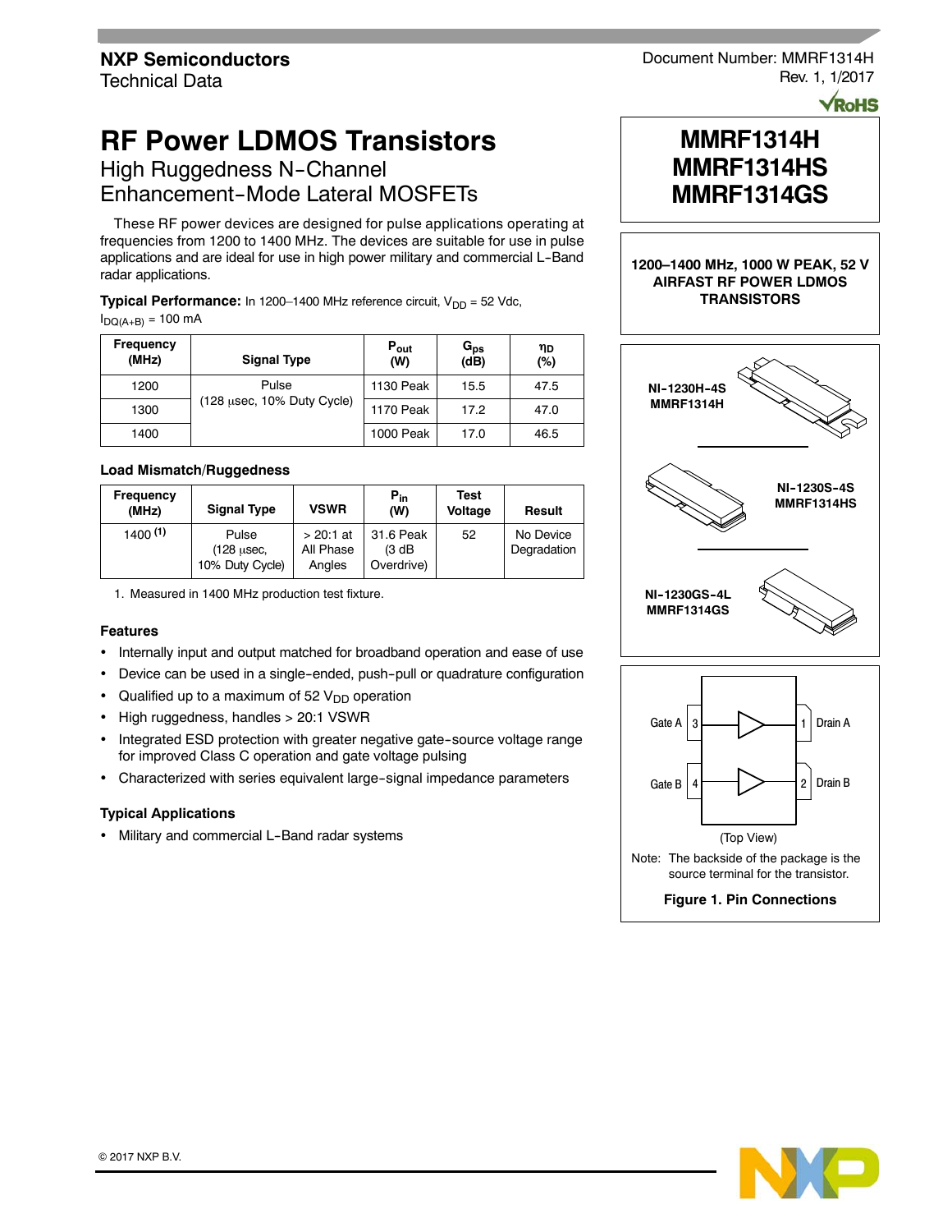**NXP Semiconductors**
Technical Data

Document Number: MMRF1314H
Rev. 1, 1/2017

# RF Power LDMOS Transistors

## High Ruggedness N-Channel Enhancement-Mode Lateral MOSFETs

These RF power devices are designed for pulse applications operating at frequencies from 1200 to 1400 MHz. The devices are suitable for use in pulse applications and are ideal for use in high power military and commercial L-Band radar applications.

**Typical Performance:** In 1200–1400 MHz reference circuit, $V_{DD}$ = 52 Vdc, $I_{DQ(A+B)}$ = 100 mA

| Frequency (MHz) | Signal Type | $P_{out}$ (W) | $G_{ps}$ (dB) | $\eta_D$ (%) |
|---|---|---|---|---|
| 1200 | Pulse (128 μsec, 10% Duty Cycle) | 1130 Peak | 15.5 | 47.5 |
| 1300 | | 1170 Peak | 17.2 | 47.0 |
| 1400 | | 1000 Peak | 17.0 | 46.5 |

### Load Mismatch/Ruggedness

| Frequency (MHz) | Signal Type | VSWR | $P_{in}$ (W) | Test Voltage | Result |
|---|---|---|---|---|---|
| 1400 (1) | Pulse (128 μsec, 10% Duty Cycle) | > 20:1 at All Phase Angles | 31.6 Peak (3 dB Overdrive) | 52 | No Device Degradation |

1. Measured in 1400 MHz production test fixture.

### Features

- Internally input and output matched for broadband operation and ease of use
- Device can be used in a single-ended, push-pull or quadrature configuration
- Qualified up to a maximum of 52 $V_{DD}$ operation
- High ruggedness, handles > 20:1 VSWR
- Integrated ESD protection with greater negative gate-source voltage range for improved Class C operation and gate voltage pulsing
- Characterized with series equivalent large-signal impedance parameters

### Typical Applications

- Military and commercial L-Band radar systems

**MMRF1314H**
**MMRF1314HS**
**MMRF1314GS**

**1200–1400 MHz, 1000 W PEAK, 52 V AIRFAST RF POWER LDMOS TRANSISTORS**

**NI-1230H-4S**
**MMRF1314H**

**NI-1230S-4S**
**MMRF1314HS**

**NI-1230GS-4L**
**MMRF1314GS**

Gate A 3 — 1 Drain A
Gate B 4 — 2 Drain B

(Top View)

Note: The backside of the package is the source terminal for the transistor.

**Figure 1. Pin Connections**

© 2017 NXP B.V.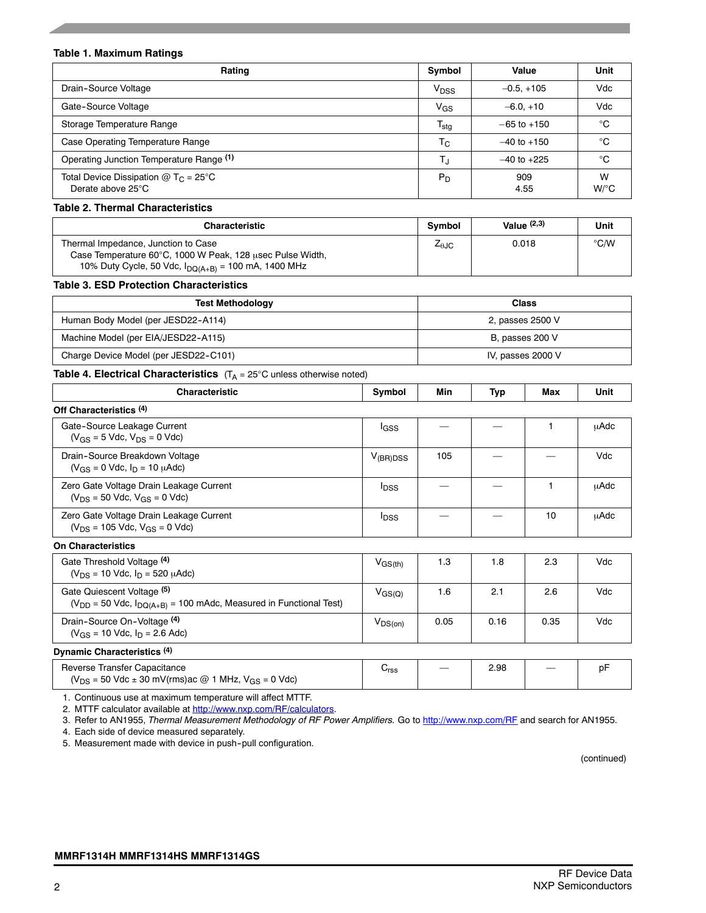**Table 1. Maximum Ratings**

| Rating | Symbol | Value | Unit |
|---|---|---|---|
| Drain-Source Voltage | $V_{DSS}$ | –0.5, +105 | Vdc |
| Gate-Source Voltage | $V_{GS}$ | –6.0, +10 | Vdc |
| Storage Temperature Range | $T_{stg}$ | – 65 to +150 | °C |
| Case Operating Temperature Range | $T_C$ | –40 to +150 | °C |
| Operating Junction Temperature Range [(1)] | $T_J$ | –40 to +225 | °C |
| Total Device Dissipation @ $T_C$ = 25°C<br>Derate above 25°C | $P_D$ | 909<br>4.55 | W<br>W/°C |

**Table 2. Thermal Characteristics**

| Characteristic | Symbol | Value [(2,3)] | Unit |
|---|---|---|---|
| Thermal Impedance, Junction to Case<br>Case Temperature 60°C, 1000 W Peak, 128 μsec Pulse Width,<br>10% Duty Cycle, 50 Vdc, $I_{DQ(A+B)}$ = 100 mA, 1400 MHz | $Z_{\theta JC}$ | 0.018 | °C/W |

**Table 3. ESD Protection Characteristics**

| Test Methodology | Class |
|---|---|
| Human Body Model (per JESD22-A114) | 2, passes 2500 V |
| Machine Model (per EIA/JESD22-A115) | B, passes 200 V |
| Charge Device Model (per JESD22-C101) | IV, passes 2000 V |

**Table 4. Electrical Characteristics** ($T_A$ = 25°C unless otherwise noted)

| Characteristic | Symbol | Min | Typ | Max | Unit |
|---|---|---|---|---|---|
| **Off Characteristics [(4)]** | | | | | |
| Gate-Source Leakage Current<br>($V_{GS}$ = 5 Vdc, $V_{DS}$ = 0 Vdc) | $I_{GSS}$ | — | — | 1 | μAdc |
| Drain-Source Breakdown Voltage<br>($V_{GS}$ = 0 Vdc, $I_D$ = 10 μAdc) | $V_{(BR)DSS}$ | 105 | — | — | Vdc |
| Zero Gate Voltage Drain Leakage Current<br>($V_{DS}$ = 50 Vdc, $V_{GS}$ = 0 Vdc) | $I_{DSS}$ | — | — | 1 | μAdc |
| Zero Gate Voltage Drain Leakage Current<br>($V_{DS}$ = 105 Vdc, $V_{GS}$ = 0 Vdc) | $I_{DSS}$ | — | — | 10 | μAdc |
| **On Characteristics** | | | | | |
| Gate Threshold Voltage [(4)]<br>($V_{DS}$ = 10 Vdc, $I_D$ = 520 μAdc) | $V_{GS(th)}$ | 1.3 | 1.8 | 2.3 | Vdc |
| Gate Quiescent Voltage [(5)]<br>($V_{DD}$ = 50 Vdc, $I_{DQ(A+B)}$ = 100 mAdc, Measured in Functional Test) | $V_{GS(Q)}$ | 1.6 | 2.1 | 2.6 | Vdc |
| Drain-Source On-Voltage [(4)]<br>($V_{GS}$ = 10 Vdc, $I_D$ = 2.6 Adc) | $V_{DS(on)}$ | 0.05 | 0.16 | 0.35 | Vdc |
| **Dynamic Characteristics [(4)]** | | | | | |
| Reverse Transfer Capacitance<br>($V_{DS}$ = 50 Vdc ± 30 mV(rms)ac @ 1 MHz, $V_{GS}$ = 0 Vdc) | $C_{rss}$ | — | 2.98 | — | pF |

1. Continuous use at maximum temperature will affect MTTF.
2. MTTF calculator available at http://www.nxp.com/RF/calculators.
3. Refer to AN1955, *Thermal Measurement Methodology of RF Power Amplifiers.* Go to http://www.nxp.com/RF and search for AN1955.
4. Each side of device measured separately.
5. Measurement made with device in push-pull configuration.

(continued)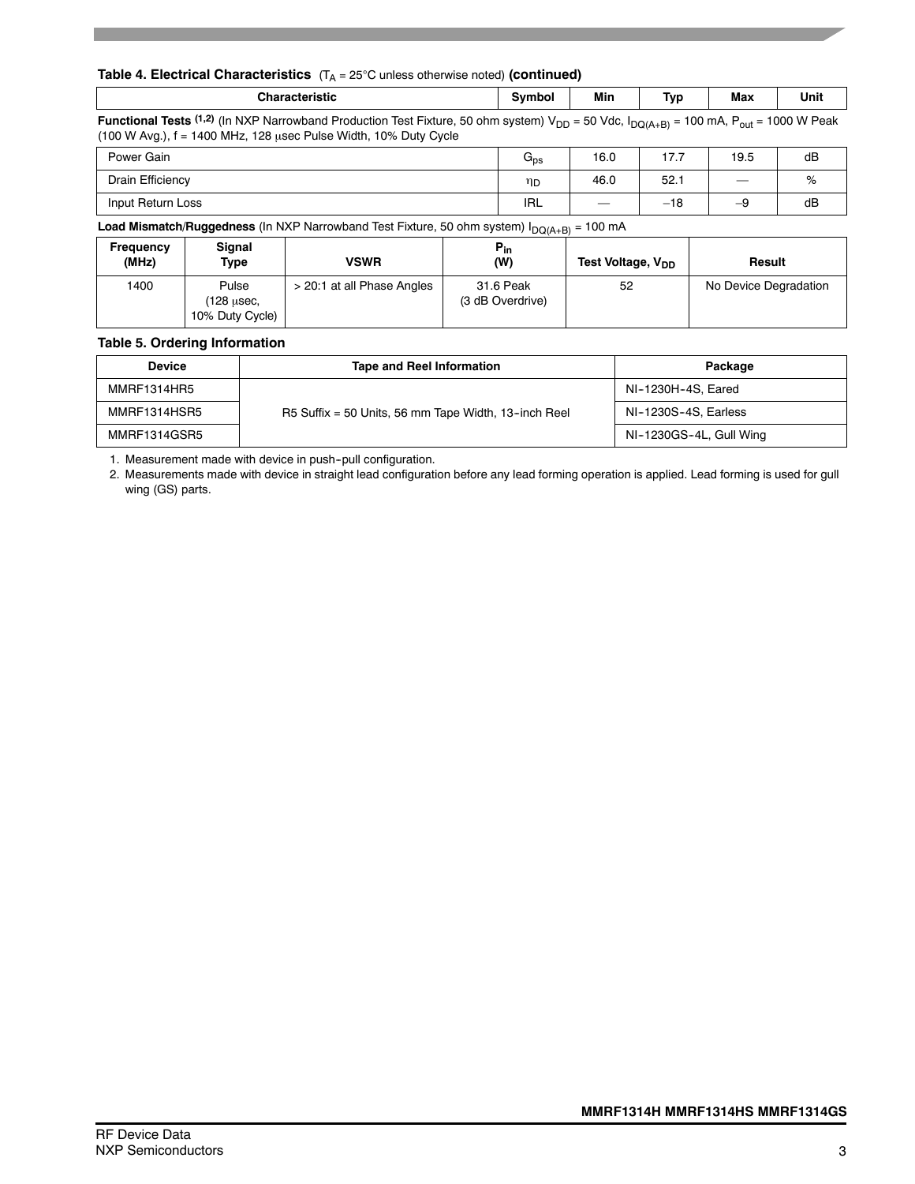**Table 4. Electrical Characteristics** ($T_A$ = 25°C unless otherwise noted) **(continued)**

| Characteristic | Symbol | Min | Typ | Max | Unit |
|---|---|---|---|---|---|
| **Functional Tests** [1,2] (In NXP Narrowband Production Test Fixture, 50 ohm system) $V_{DD}$ = 50 Vdc, $I_{DQ(A+B)}$ = 100 mA, $P_{out}$ = 1000 W Peak (100 W Avg.), f = 1400 MHz, 128 μsec Pulse Width, 10% Duty Cycle | | | | | |
| Power Gain | $G_{ps}$ | 16.0 | 17.7 | 19.5 | dB |
| Drain Efficiency | $\eta_D$ | 46.0 | 52.1 | — | % |
| Input Return Loss | IRL | — | –18 | –9 | dB |

**Load Mismatch/Ruggedness** (In NXP Narrowband Test Fixture, 50 ohm system) $I_{DQ(A+B)}$ = 100 mA

| Frequency (MHz) | Signal Type | VSWR | $P_{in}$ (W) | Test Voltage, $V_{DD}$ | Result |
|---|---|---|---|---|---|
| 1400 | Pulse (128 μsec, 10% Duty Cycle) | > 20:1 at all Phase Angles | 31.6 Peak (3 dB Overdrive) | 52 | No Device Degradation |

**Table 5. Ordering Information**

| Device | Tape and Reel Information | Package |
|---|---|---|
| MMRF1314HR5 | R5 Suffix = 50 Units, 56 mm Tape Width, 13-inch Reel | NI-1230H-4S, Eared |
| MMRF1314HSR5 | | NI-1230S-4S, Earless |
| MMRF1314GSR5 | | NI-1230GS-4L, Gull Wing |

1. Measurement made with device in push-pull configuration.
2. Measurements made with device in straight lead configuration before any lead forming operation is applied. Lead forming is used for gull wing (GS) parts.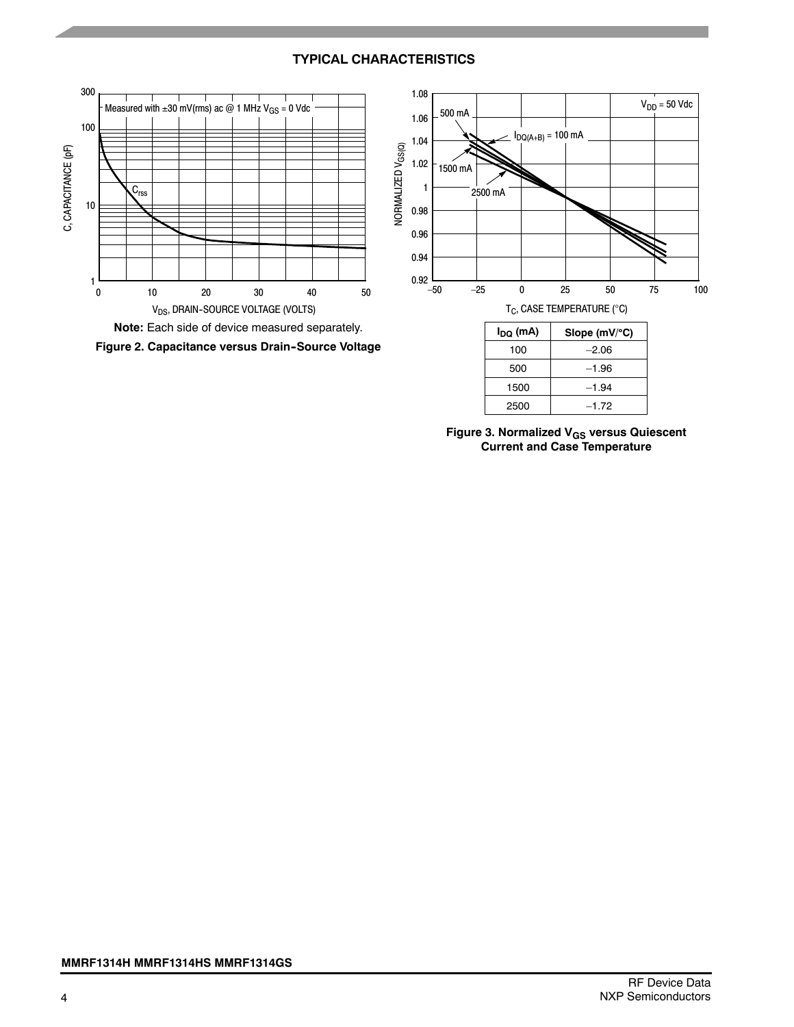## TYPICAL CHARACTERISTICS

**Note:** Each side of device measured separately.

**Figure 2. Capacitance versus Drain-Source Voltage**

| $I_{DQ}$ (mA) | Slope (mV/°C) |
|---|---|
| 100 | −2.06 |
| 500 | −1.96 |
| 1500 | −1.94 |
| 2500 | −1.72 |

**Figure 3. Normalized $V_{GS}$ versus Quiescent Current and Case Temperature**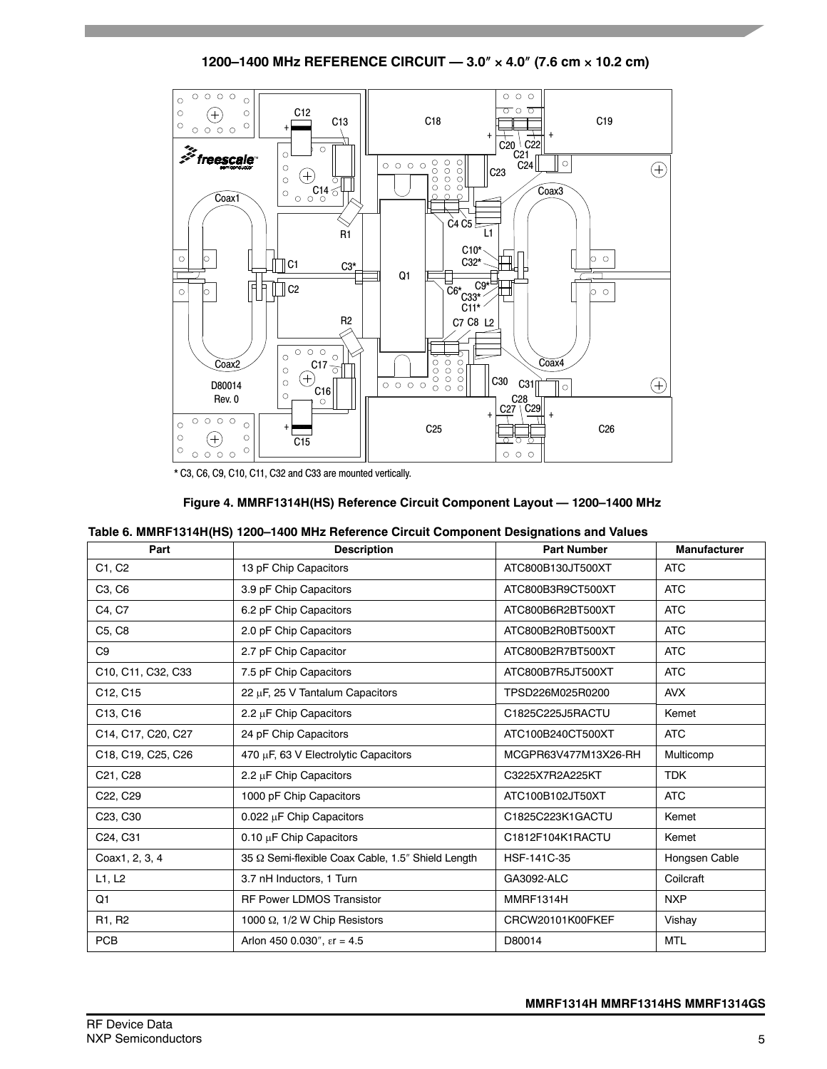**1200–1400 MHz REFERENCE CIRCUIT — 3.0″ × 4.0″ (7.6 cm × 10.2 cm)**

* C3, C6, C9, C10, C11, C32 and C33 are mounted vertically.

**Figure 4. MMRF1314H(HS) Reference Circuit Component Layout — 1200–1400 MHz**

**Table 6. MMRF1314H(HS) 1200–1400 MHz Reference Circuit Component Designations and Values**

| Part | Description | Part Number | Manufacturer |
|---|---|---|---|
| C1, C2 | 13 pF Chip Capacitors | ATC800B130JT500XT | ATC |
| C3, C6 | 3.9 pF Chip Capacitors | ATC800B3R9CT500XT | ATC |
| C4, C7 | 6.2 pF Chip Capacitors | ATC800B6R2BT500XT | ATC |
| C5, C8 | 2.0 pF Chip Capacitors | ATC800B2R0BT500XT | ATC |
| C9 | 2.7 pF Chip Capacitor | ATC800B2R7BT500XT | ATC |
| C10, C11, C32, C33 | 7.5 pF Chip Capacitors | ATC800B7R5JT500XT | ATC |
| C12, C15 | 22 μF, 25 V Tantalum Capacitors | TPSD226M025R0200 | AVX |
| C13, C16 | 2.2 μF Chip Capacitors | C1825C225J5RACTU | Kemet |
| C14, C17, C20, C27 | 24 pF Chip Capacitors | ATC100B240CT500XT | ATC |
| C18, C19, C25, C26 | 470 μF, 63 V Electrolytic Capacitors | MCGPR63V477M13X26-RH | Multicomp |
| C21, C28 | 2.2 μF Chip Capacitors | C3225X7R2A225KT | TDK |
| C22, C29 | 1000 pF Chip Capacitors | ATC100B102JT50XT | ATC |
| C23, C30 | 0.022 μF Chip Capacitors | C1825C223K1GACTU | Kemet |
| C24, C31 | 0.10 μF Chip Capacitors | C1812F104K1RACTU | Kemet |
| Coax1, 2, 3, 4 | 35 Ω Semi-flexible Coax Cable, 1.5″ Shield Length | HSF-141C-35 | Hongsen Cable |
| L1, L2 | 3.7 nH Inductors, 1 Turn | GA3092-ALC | Coilcraft |
| Q1 | RF Power LDMOS Transistor | MMRF1314H | NXP |
| R1, R2 | 1000 Ω, 1/2 W Chip Resistors | CRCW20101K00FKEF | Vishay |
| PCB | Arlon 450 0.030″, $\varepsilon_r$ = 4.5 | D80014 | MTL |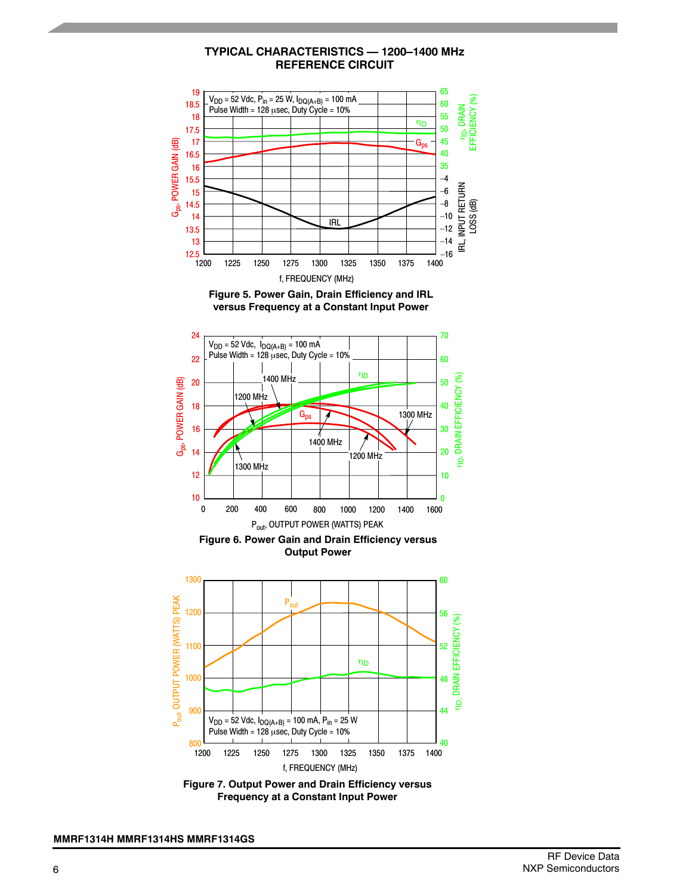## TYPICAL CHARACTERISTICS — 1200–1400 MHz REFERENCE CIRCUIT

$V_{DD}$ = 52 Vdc, $P_{in}$ = 25 W, $I_{DQ(A+B)}$ = 100 mA
Pulse Width = 128 μsec, Duty Cycle = 10%

**Figure 5. Power Gain, Drain Efficiency and IRL versus Frequency at a Constant Input Power**

$V_{DD}$ = 52 Vdc, $I_{DQ(A+B)}$ = 100 mA
Pulse Width = 128 μsec, Duty Cycle = 10%

**Figure 6. Power Gain and Drain Efficiency versus Output Power**

$V_{DD}$ = 52 Vdc, $I_{DQ(A+B)}$ = 100 mA, $P_{in}$ = 25 W
Pulse Width = 128 μsec, Duty Cycle = 10%

**Figure 7. Output Power and Drain Efficiency versus Frequency at a Constant Input Power**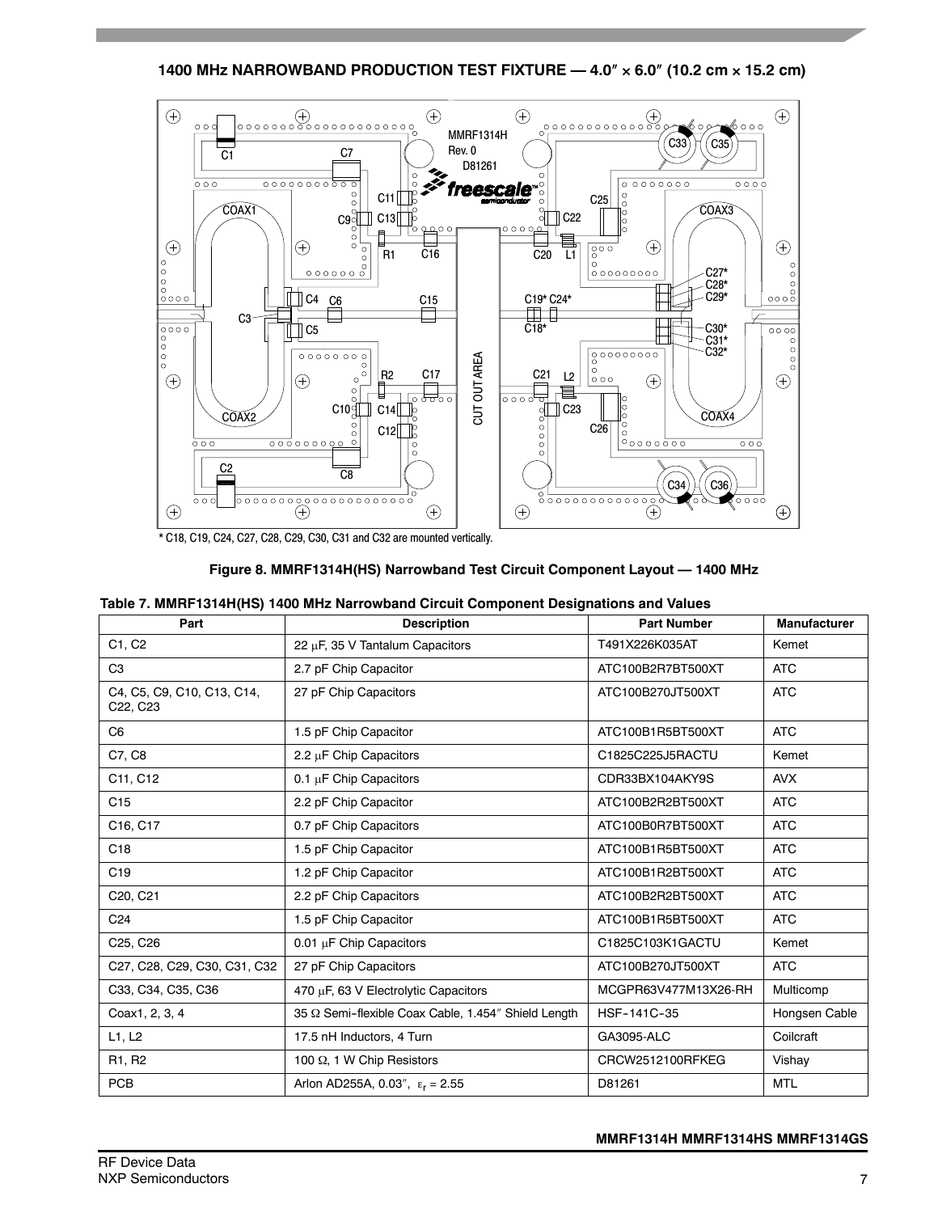## 1400 MHz NARROWBAND PRODUCTION TEST FIXTURE — 4.0″ × 6.0″ (10.2 cm × 15.2 cm)

\* C18, C19, C24, C27, C28, C29, C30, C31 and C32 are mounted vertically.

**Figure 8. MMRF1314H(HS) Narrowband Test Circuit Component Layout — 1400 MHz**

**Table 7. MMRF1314H(HS) 1400 MHz Narrowband Circuit Component Designations and Values**

| Part | Description | Part Number | Manufacturer |
|---|---|---|---|
| C1, C2 | 22 μF, 35 V Tantalum Capacitors | T491X226K035AT | Kemet |
| C3 | 2.7 pF Chip Capacitor | ATC100B2R7BT500XT | ATC |
| C4, C5, C9, C10, C13, C14, C22, C23 | 27 pF Chip Capacitors | ATC100B270JT500XT | ATC |
| C6 | 1.5 pF Chip Capacitor | ATC100B1R5BT500XT | ATC |
| C7, C8 | 2.2 μF Chip Capacitors | C1825C225J5RACTU | Kemet |
| C11, C12 | 0.1 μF Chip Capacitors | CDR33BX104AKY9S | AVX |
| C15 | 2.2 pF Chip Capacitor | ATC100B2R2BT500XT | ATC |
| C16, C17 | 0.7 pF Chip Capacitors | ATC100B0R7BT500XT | ATC |
| C18 | 1.5 pF Chip Capacitor | ATC100B1R5BT500XT | ATC |
| C19 | 1.2 pF Chip Capacitor | ATC100B1R2BT500XT | ATC |
| C20, C21 | 2.2 pF Chip Capacitors | ATC100B2R2BT500XT | ATC |
| C24 | 1.5 pF Chip Capacitor | ATC100B1R5BT500XT | ATC |
| C25, C26 | 0.01 μF Chip Capacitors | C1825C103K1GACTU | Kemet |
| C27, C28, C29, C30, C31, C32 | 27 pF Chip Capacitors | ATC100B270JT500XT | ATC |
| C33, C34, C35, C36 | 470 μF, 63 V Electrolytic Capacitors | MCGPR63V477M13X26-RH | Multicomp |
| Coax1, 2, 3, 4 | 35 Ω Semi-flexible Coax Cable, 1.454″ Shield Length | HSF-141C-35 | Hongsen Cable |
| L1, L2 | 17.5 nH Inductors, 4 Turn | GA3095-ALC | Coilcraft |
| R1, R2 | 100 Ω, 1 W Chip Resistors | CRCW2512100RFKEG | Vishay |
| PCB | Arlon AD255A, 0.03″, $\varepsilon_r$ = 2.55 | D81261 | MTL |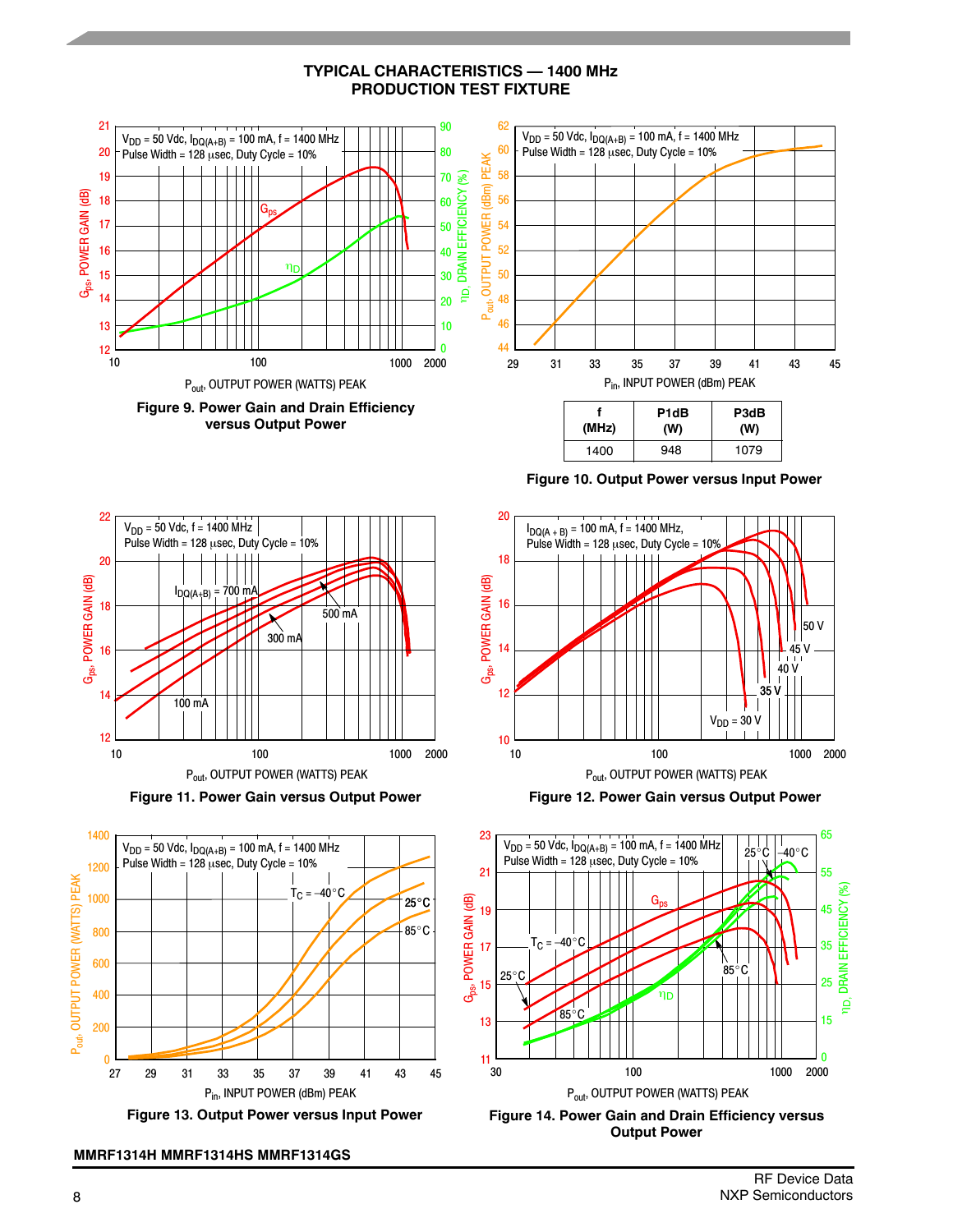## TYPICAL CHARACTERISTICS — 1400 MHz PRODUCTION TEST FIXTURE

**Figure 9. Power Gain and Drain Efficiency versus Output Power**

**Figure 10. Output Power versus Input Power**

| f (MHz) | P1dB (W) | P3dB (W) |
|---|---|---|
| 1400 | 948 | 1079 |

**Figure 11. Power Gain versus Output Power**

**Figure 12. Power Gain versus Output Power**

**Figure 13. Output Power versus Input Power**

**Figure 14. Power Gain and Drain Efficiency versus Output Power**

MMRF1314H MMRF1314HS MMRF1314GS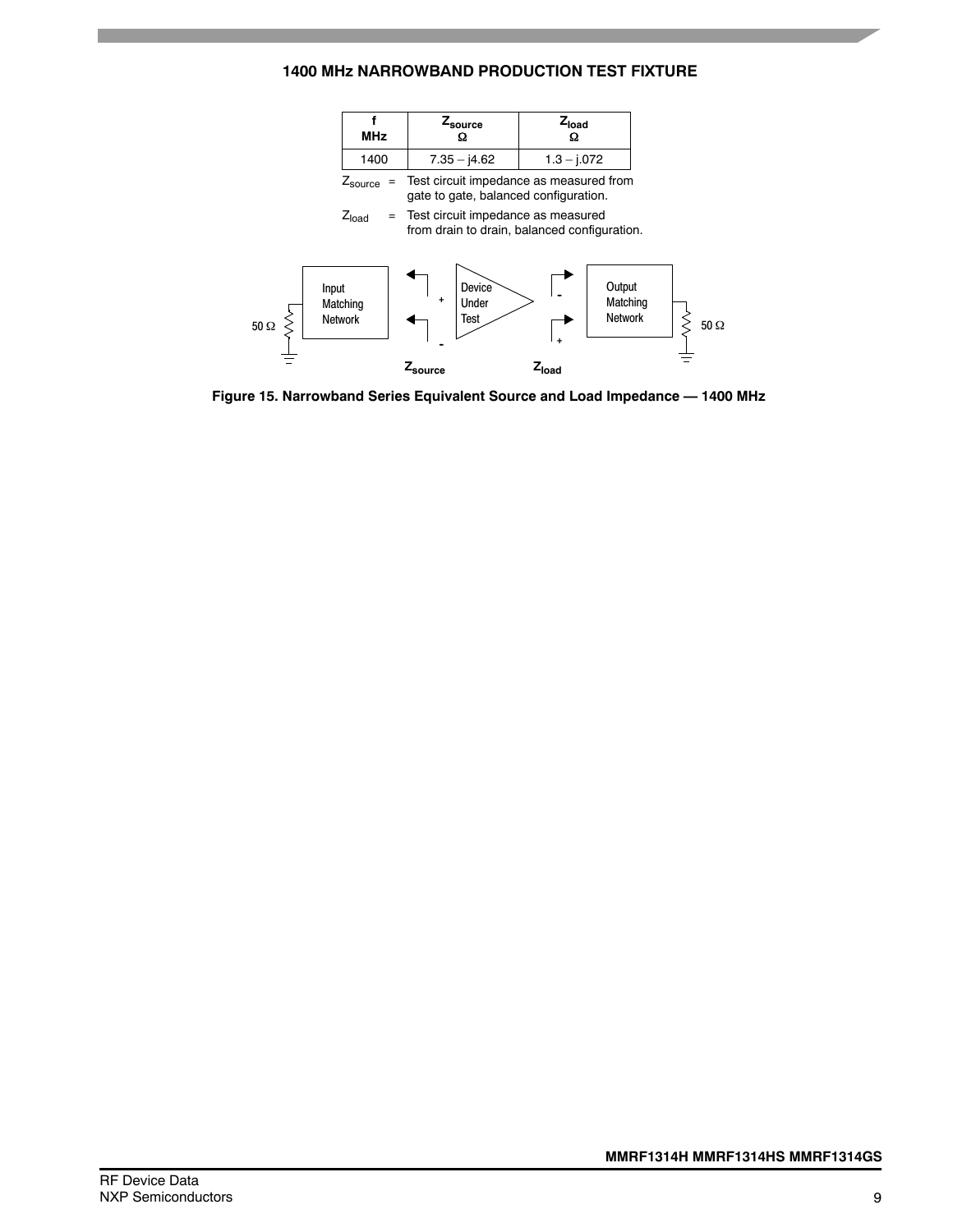## 1400 MHz NARROWBAND PRODUCTION TEST FIXTURE

| f MHz | $Z_{source}$ Ω | $Z_{load}$ Ω |
|---|---|---|
| 1400 | 7.35 – j4.62 | 1.3 – j.072 |

$Z_{source}$ = Test circuit impedance as measured from gate to gate, balanced configuration.

$Z_{load}$ = Test circuit impedance as measured from drain to drain, balanced configuration.

Input Matching Network | Device Under Test | Output Matching Network | 50 Ω | 50 Ω | $Z_{source}$ | $Z_{load}$

**Figure 15. Narrowband Series Equivalent Source and Load Impedance — 1400 MHz**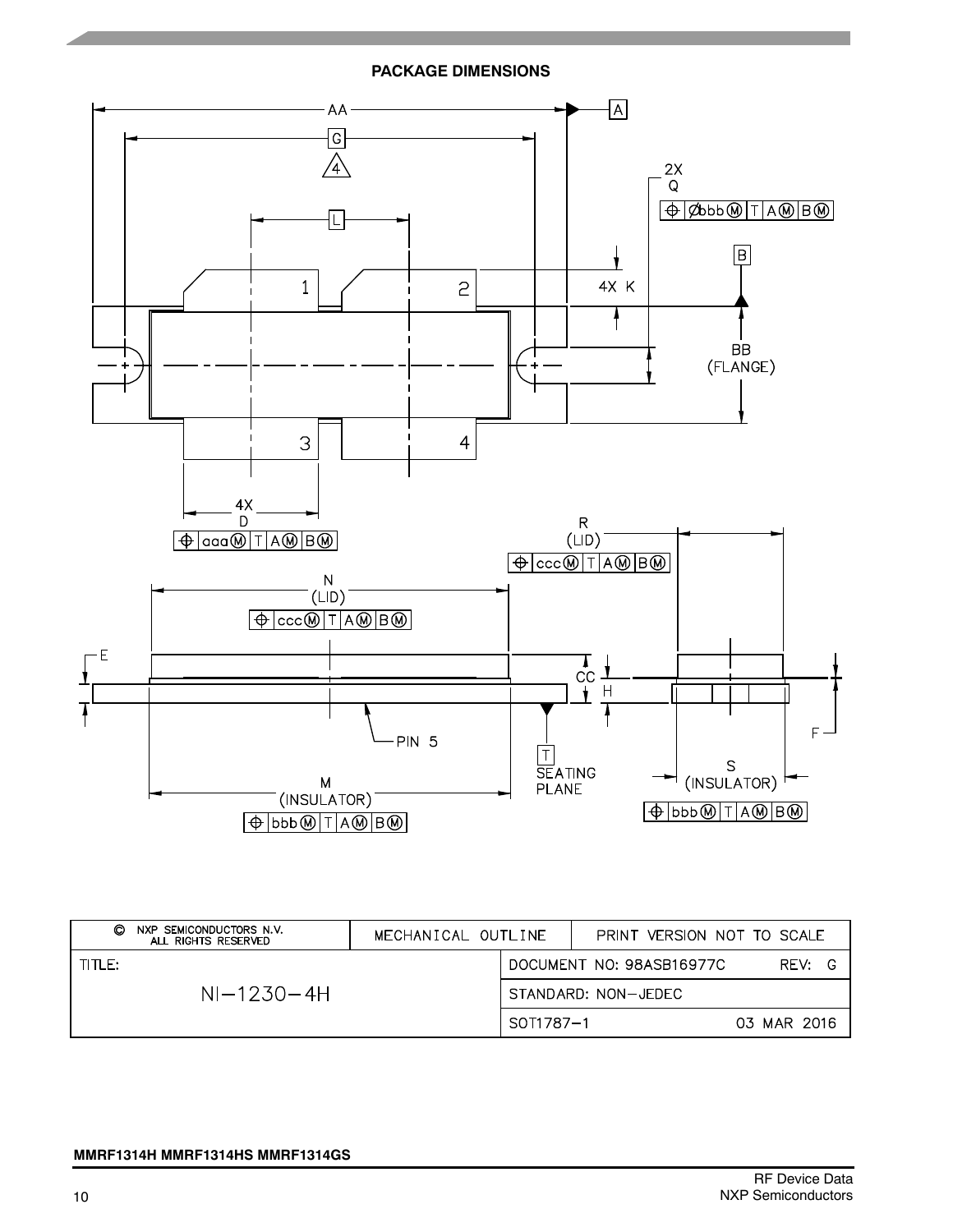## PACKAGE DIMENSIONS

| © NXP SEMICONDUCTORS N.V. ALL RIGHTS RESERVED | MECHANICAL OUTLINE | PRINT VERSION NOT TO SCALE |
|---|---|---|
| TITLE: NI–1230–4H | DOCUMENT NO: 98ASB16977C | REV: G |
| | STANDARD: NON–JEDEC | |
| | SOT1787–1 | 03 MAR 2016 |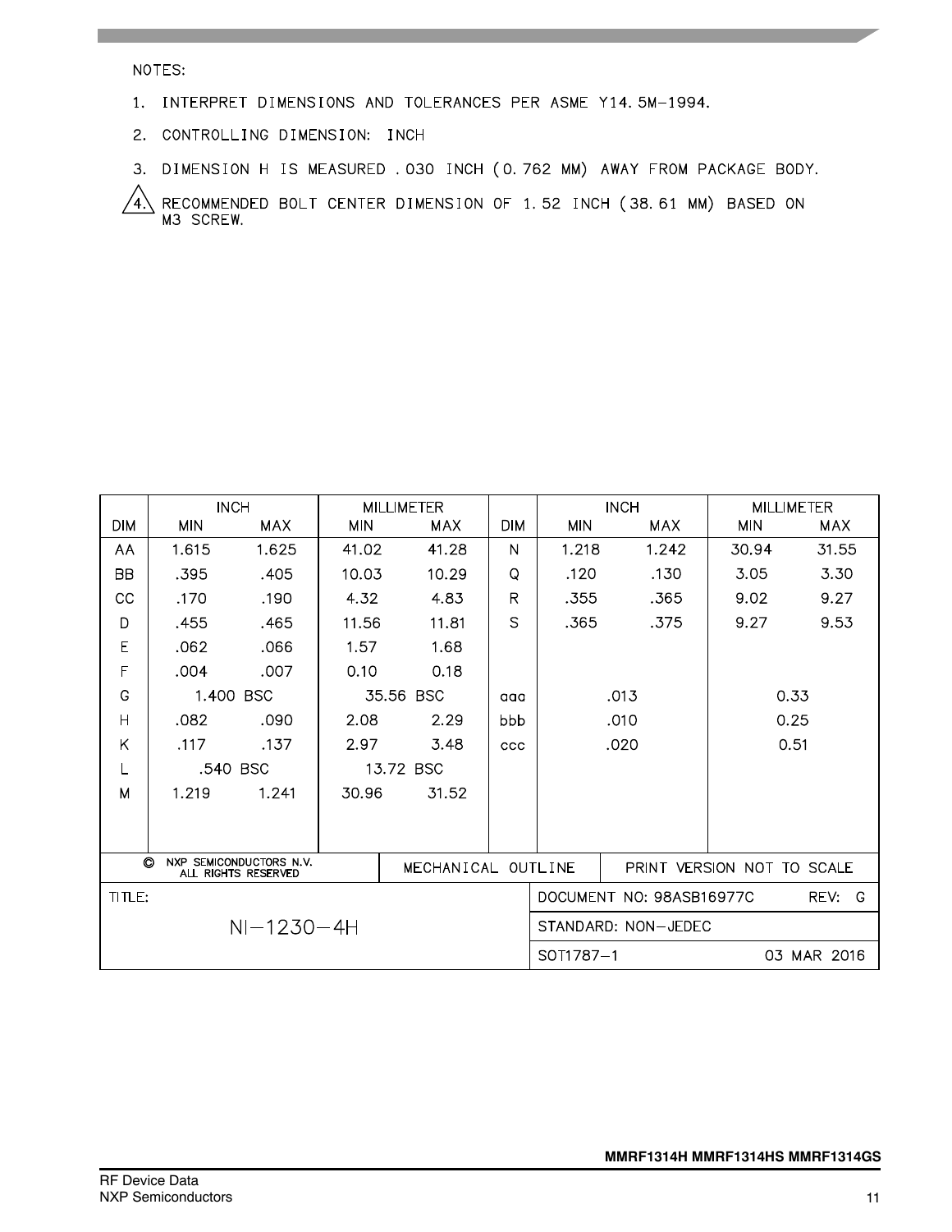NOTES:

1. INTERPRET DIMENSIONS AND TOLERANCES PER ASME Y14.5M-1994.
2. CONTROLLING DIMENSION: INCH
3. DIMENSION H IS MEASURED .030 INCH (0.762 MM) AWAY FROM PACKAGE BODY.
4. RECOMMENDED BOLT CENTER DIMENSION OF 1.52 INCH (38.61 MM) BASED ON M3 SCREW.

| DIM | INCH MIN | INCH MAX | MILLIMETER MIN | MILLIMETER MAX | DIM | INCH MIN | INCH MAX | MILLIMETER MIN | MILLIMETER MAX |
|---|---|---|---|---|---|---|---|---|---|
| AA | 1.615 | 1.625 | 41.02 | 41.28 | N | 1.218 | 1.242 | 30.94 | 31.55 |
| BB | .395 | .405 | 10.03 | 10.29 | Q | .120 | .130 | 3.05 | 3.30 |
| CC | .170 | .190 | 4.32 | 4.83 | R | .355 | .365 | 9.02 | 9.27 |
| D | .455 | .465 | 11.56 | 11.81 | S | .365 | .375 | 9.27 | 9.53 |
| E | .062 | .066 | 1.57 | 1.68 | | | | | |
| F | .004 | .007 | 0.10 | 0.18 | | | | | |
| G | 1.400 BSC | | 35.56 BSC | | aaa | .013 | | 0.33 | |
| H | .082 | .090 | 2.08 | 2.29 | bbb | .010 | | 0.25 | |
| K | .117 | .137 | 2.97 | 3.48 | ccc | .020 | | 0.51 | |
| L | .540 BSC | | 13.72 BSC | | | | | | |
| M | 1.219 | 1.241 | 30.96 | 31.52 | | | | | |

| © NXP SEMICONDUCTORS N.V. ALL RIGHTS RESERVED | MECHANICAL OUTLINE | PRINT VERSION NOT TO SCALE |
|---|---|---|
| TITLE: NI-1230-4H | DOCUMENT NO: 98ASB16977C | REV: G |
| | STANDARD: NON-JEDEC | |
| | SOT1787-1 | 03 MAR 2016 |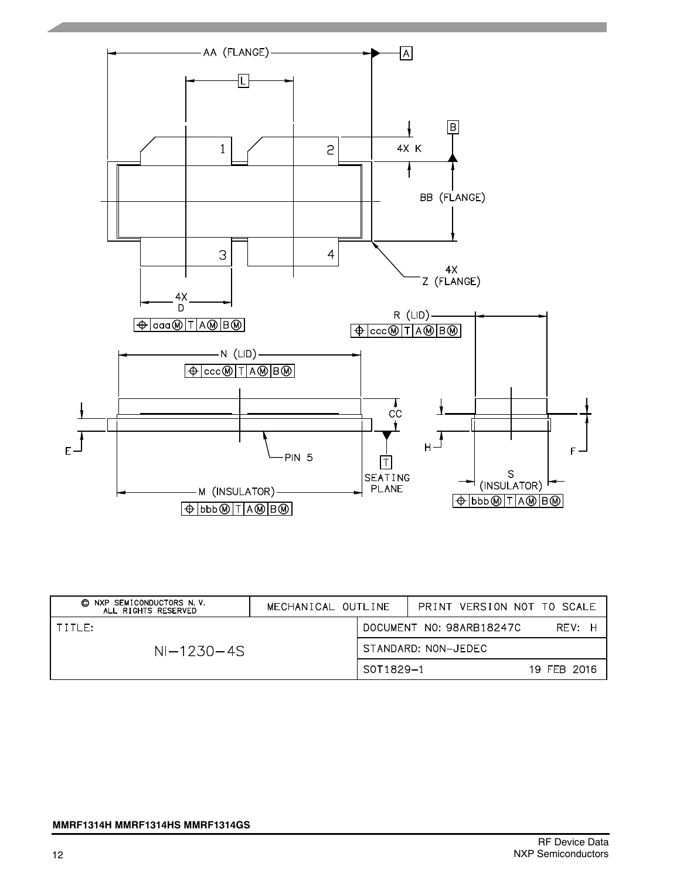AA (FLANGE)

A

L

B

1

2

4X K

BB (FLANGE)

3

4

4X Z (FLANGE)

4X D

⊕ aaa Ⓜ T A Ⓜ B Ⓜ

R (LID)

⊕ ccc Ⓜ T A Ⓜ B Ⓜ

N (LID)

⊕ ccc Ⓜ T A Ⓜ B Ⓜ

CC

E

PIN 5

T

SEATING PLANE

H

F

S (INSULATOR)

⊕ bbb Ⓜ T A Ⓜ B Ⓜ

M (INSULATOR)

⊕ bbb Ⓜ T A Ⓜ B Ⓜ

| © NXP SEMICONDUCTORS N. V. ALL RIGHTS RESERVED | MECHANICAL OUTLINE | PRINT VERSION NOT TO SCALE |
|---|---|---|
| TITLE: NI–1230–4S | DOCUMENT NO: 98ARB18247C | REV: H |
| | STANDARD: NON–JEDEC | |
| | SOT1829–1 | 19 FEB 2016 |

MMRF1314H MMRF1314HS MMRF1314GS

RF Device Data
NXP Semiconductors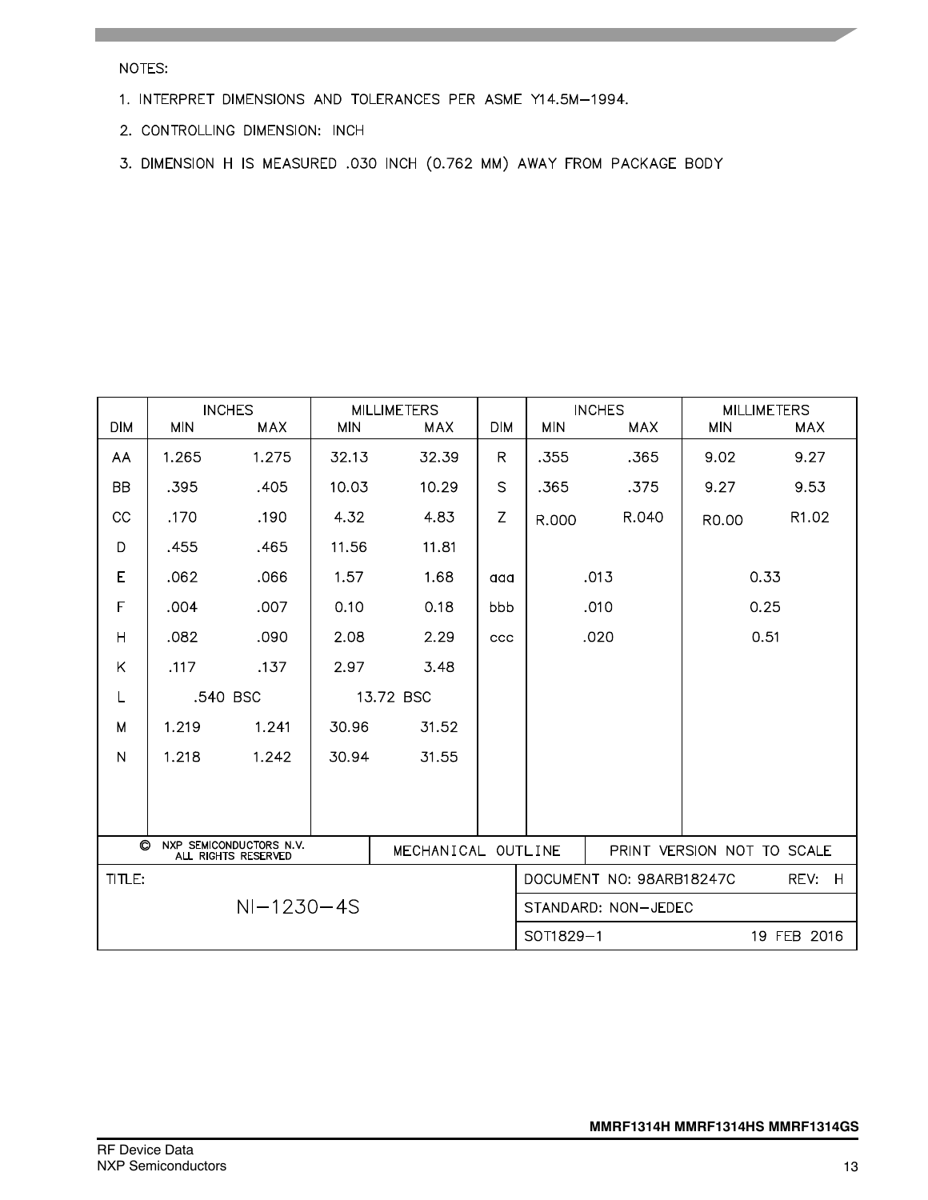NOTES:

1. INTERPRET DIMENSIONS AND TOLERANCES PER ASME Y14.5M–1994.
2. CONTROLLING DIMENSION: INCH
3. DIMENSION H IS MEASURED .030 INCH (0.762 MM) AWAY FROM PACKAGE BODY

| DIM | INCHES MIN | INCHES MAX | MILLIMETERS MIN | MILLIMETERS MAX | DIM | INCHES MIN | INCHES MAX | MILLIMETERS MIN | MILLIMETERS MAX |
|---|---|---|---|---|---|---|---|---|---|
| AA | 1.265 | 1.275 | 32.13 | 32.39 | R | .355 | .365 | 9.02 | 9.27 |
| BB | .395 | .405 | 10.03 | 10.29 | S | .365 | .375 | 9.27 | 9.53 |
| CC | .170 | .190 | 4.32 | 4.83 | Z | R.000 | R.040 | R0.00 | R1.02 |
| D | .455 | .465 | 11.56 | 11.81 | | | | | |
| E | .062 | .066 | 1.57 | 1.68 | aaa | .013 | | 0.33 | |
| F | .004 | .007 | 0.10 | 0.18 | bbb | .010 | | 0.25 | |
| H | .082 | .090 | 2.08 | 2.29 | ccc | .020 | | 0.51 | |
| K | .117 | .137 | 2.97 | 3.48 | | | | | |
| L | .540 BSC | | 13.72 BSC | | | | | | |
| M | 1.219 | 1.241 | 30.96 | 31.52 | | | | | |
| N | 1.218 | 1.242 | 30.94 | 31.55 | | | | | |

| © NXP SEMICONDUCTORS N.V. ALL RIGHTS RESERVED | MECHANICAL OUTLINE | PRINT VERSION NOT TO SCALE |
|---|---|---|
| TITLE: NI–1230–4S | DOCUMENT NO: 98ARB18247C | REV: H |
| | STANDARD: NON–JEDEC | |
| | SOT1829–1 | 19 FEB 2016 |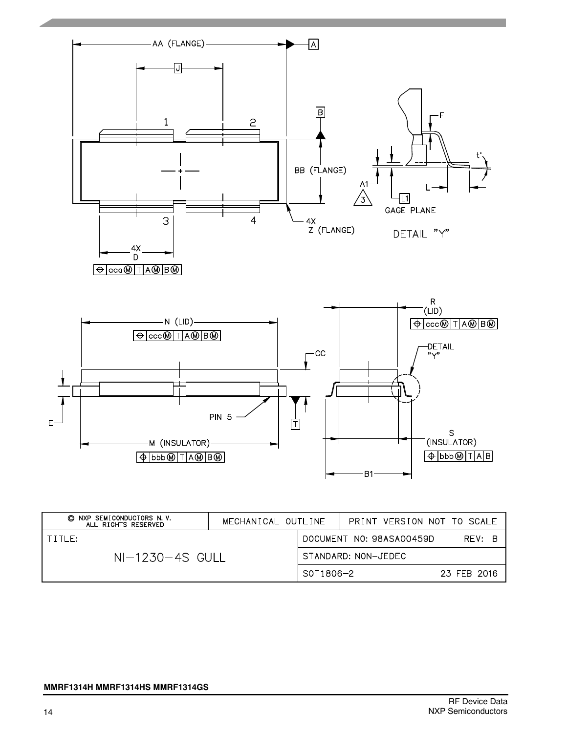| © NXP SEMICONDUCTORS N. V. ALL RIGHTS RESERVED | MECHANICAL OUTLINE | PRINT VERSION NOT TO SCALE |
|---|---|---|
| TITLE: | DOCUMENT NO: 98ASA00459D | REV: B |
| NI-1230-4S GULL | STANDARD: NON-JEDEC | |
| | SOT1806-2 | 23 FEB 2016 |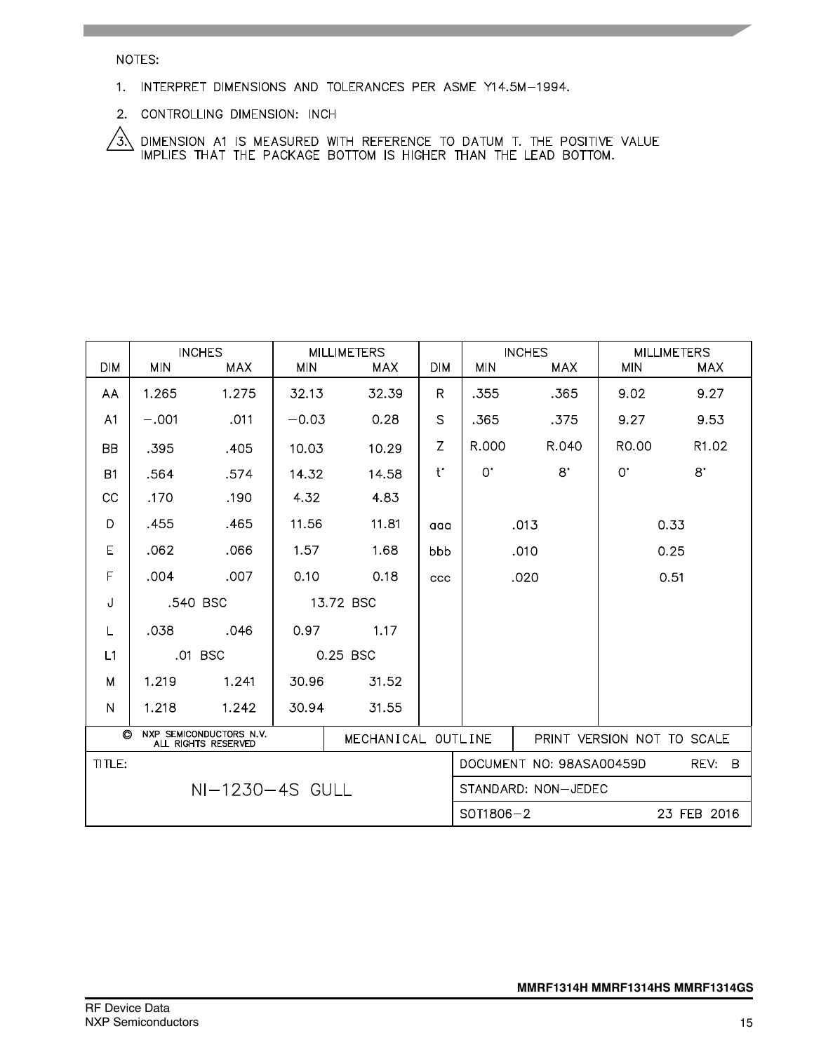NOTES:

1. INTERPRET DIMENSIONS AND TOLERANCES PER ASME Y14.5M−1994.
2. CONTROLLING DIMENSION: INCH
3. DIMENSION A1 IS MEASURED WITH REFERENCE TO DATUM T. THE POSITIVE VALUE IMPLIES THAT THE PACKAGE BOTTOM IS HIGHER THAN THE LEAD BOTTOM.

| DIM | INCHES MIN | INCHES MAX | MILLIMETERS MIN | MILLIMETERS MAX | DIM | INCHES MIN | INCHES MAX | MILLIMETERS MIN | MILLIMETERS MAX |
|---|---|---|---|---|---|---|---|---|---|
| AA | 1.265 | 1.275 | 32.13 | 32.39 | R | .355 | .365 | 9.02 | 9.27 |
| A1 | −.001 | .011 | −0.03 | 0.28 | S | .365 | .375 | 9.27 | 9.53 |
| BB | .395 | .405 | 10.03 | 10.29 | Z | R.000 | R.040 | R0.00 | R1.02 |
| B1 | .564 | .574 | 14.32 | 14.58 | t° | 0° | 8° | 0° | 8° |
| CC | .170 | .190 | 4.32 | 4.83 | | | | | |
| D | .455 | .465 | 11.56 | 11.81 | aaa | .013 | | 0.33 | |
| E | .062 | .066 | 1.57 | 1.68 | bbb | .010 | | 0.25 | |
| F | .004 | .007 | 0.10 | 0.18 | ccc | .020 | | 0.51 | |
| J | .540 BSC | | 13.72 BSC | | | | | | |
| L | .038 | .046 | 0.97 | 1.17 | | | | | |
| L1 | .01 BSC | | 0.25 BSC | | | | | | |
| M | 1.219 | 1.241 | 30.96 | 31.52 | | | | | |
| N | 1.218 | 1.242 | 30.94 | 31.55 | | | | | |

| © NXP SEMICONDUCTORS N.V. ALL RIGHTS RESERVED | MECHANICAL OUTLINE | PRINT VERSION NOT TO SCALE |
|---|---|---|
| TITLE: NI−1230−4S GULL | DOCUMENT NO: 98ASA00459D | REV: B |
| | STANDARD: NON−JEDEC | |
| | SOT1806−2 | 23 FEB 2016 |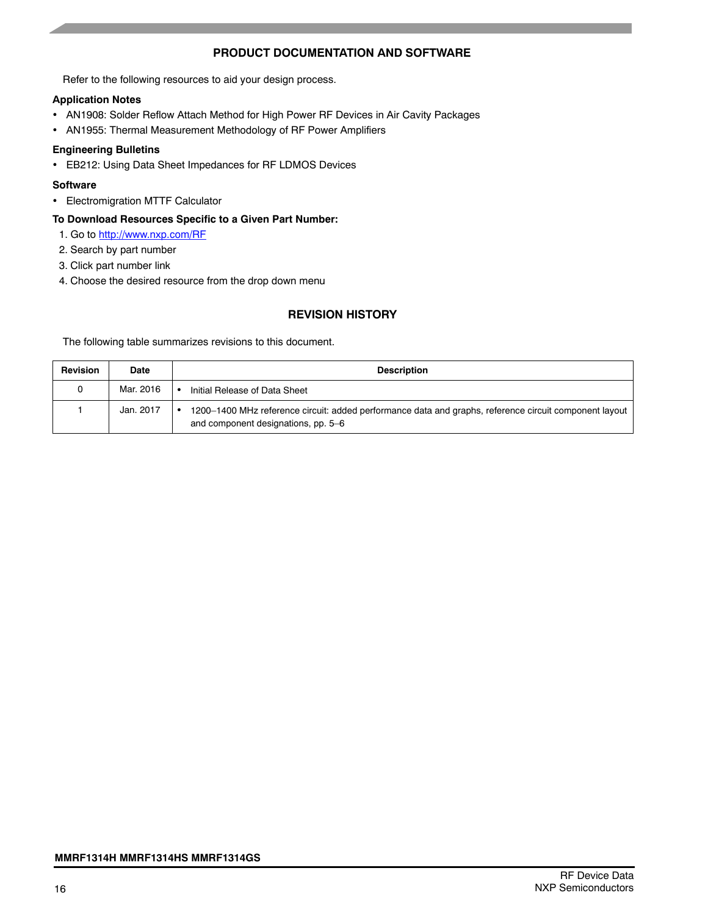## PRODUCT DOCUMENTATION AND SOFTWARE

Refer to the following resources to aid your design process.

**Application Notes**

- AN1908: Solder Reflow Attach Method for High Power RF Devices in Air Cavity Packages
- AN1955: Thermal Measurement Methodology of RF Power Amplifiers

**Engineering Bulletins**

- EB212: Using Data Sheet Impedances for RF LDMOS Devices

**Software**

- Electromigration MTTF Calculator

**To Download Resources Specific to a Given Part Number:**

1. Go to http://www.nxp.com/RF
2. Search by part number
3. Click part number link
4. Choose the desired resource from the drop down menu

## REVISION HISTORY

The following table summarizes revisions to this document.

| Revision | Date | Description |
|---|---|---|
| 0 | Mar. 2016 | • Initial Release of Data Sheet |
| 1 | Jan. 2017 | • 1200–1400 MHz reference circuit: added performance data and graphs, reference circuit component layout and component designations, pp. 5–6 |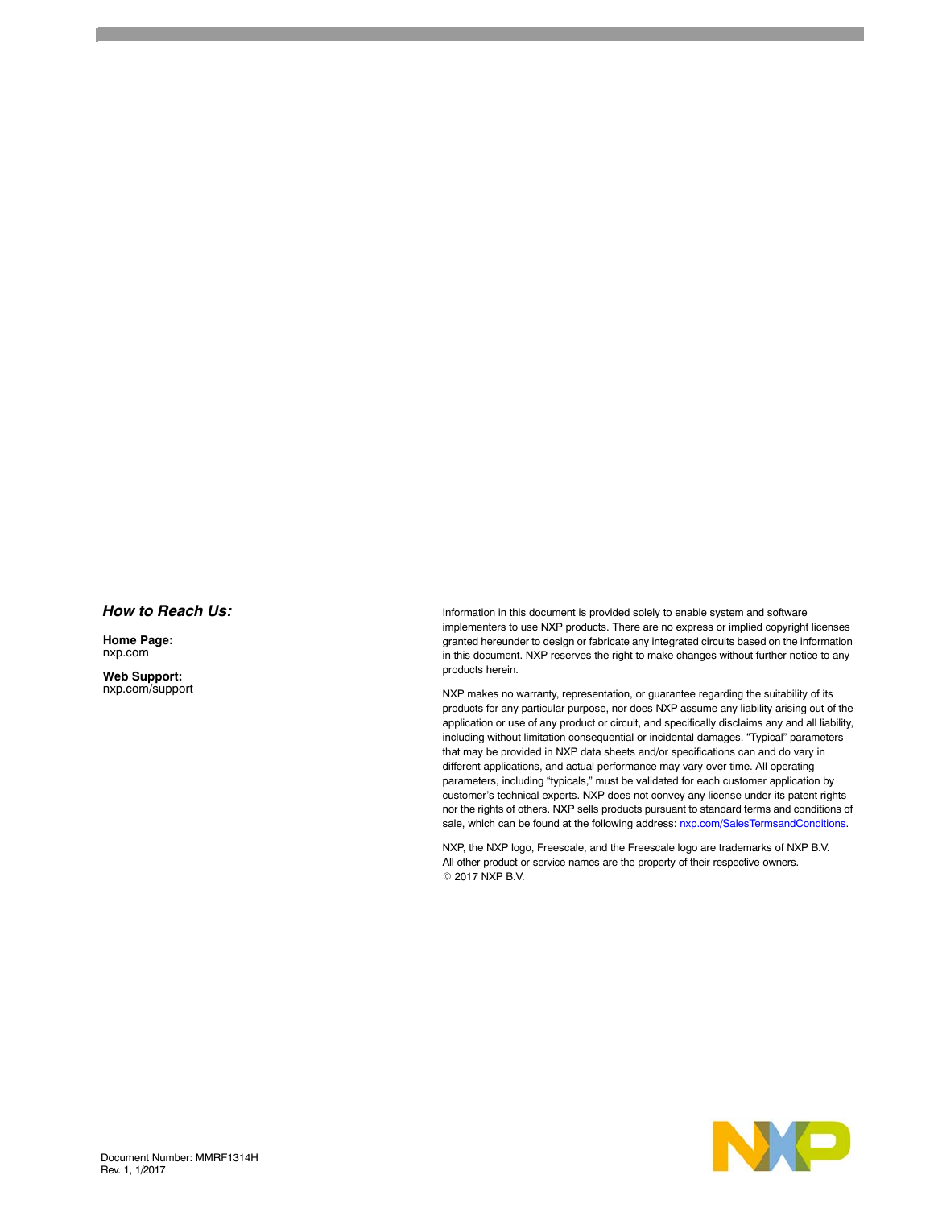### *How to Reach Us:*

**Home Page:**
nxp.com

**Web Support:**
nxp.com/support

Information in this document is provided solely to enable system and software implementers to use NXP products. There are no express or implied copyright licenses granted hereunder to design or fabricate any integrated circuits based on the information in this document. NXP reserves the right to make changes without further notice to any products herein.

NXP makes no warranty, representation, or guarantee regarding the suitability of its products for any particular purpose, nor does NXP assume any liability arising out of the application or use of any product or circuit, and specifically disclaims any and all liability, including without limitation consequential or incidental damages. “Typical” parameters that may be provided in NXP data sheets and/or specifications can and do vary in different applications, and actual performance may vary over time. All operating parameters, including “typicals,” must be validated for each customer application by customer’s technical experts. NXP does not convey any license under its patent rights nor the rights of others. NXP sells products pursuant to standard terms and conditions of sale, which can be found at the following address: nxp.com/SalesTermsandConditions.

NXP, the NXP logo, Freescale, and the Freescale logo are trademarks of NXP B.V. All other product or service names are the property of their respective owners.
© 2017 NXP B.V.

Document Number: MMRF1314H
Rev. 1, 1/2017